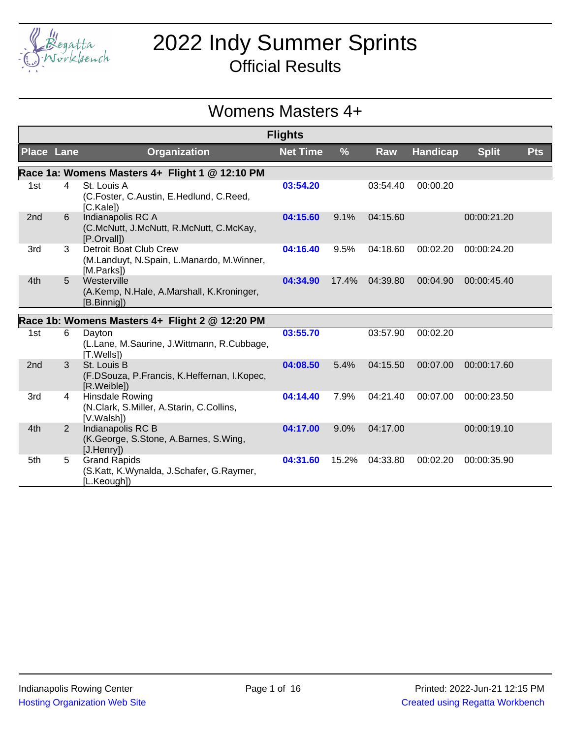# 2022 Indy Summer Sprints

## Official Results

## Womens Masters 4+

**Flights**

| Place | Lane | Organization | Net Time | % | Raw | Handicap | Split | Pts |
|---|---|---|---|---|---|---|---|---|
| **Race 1a: Womens Masters 4+ Flight 1 @ 12:10 PM** | | | | | | | | |
| 1st | 4 | St. Louis A (C.Foster, C.Austin, E.Hedlund, C.Reed, [C.Kale]) | 03:54.20 | | 03:54.40 | 00:00.20 | | |
| 2nd | 6 | Indianapolis RC A (C.McNutt, J.McNutt, R.McNutt, C.McKay, [P.Orvall]) | 04:15.60 | 9.1% | 04:15.60 | | 00:00:21.20 | |
| 3rd | 3 | Detroit Boat Club Crew (M.Landuyt, N.Spain, L.Manardo, M.Winner, [M.Parks]) | 04:16.40 | 9.5% | 04:18.60 | 00:02.20 | 00:00:24.20 | |
| 4th | 5 | Westerville (A.Kemp, N.Hale, A.Marshall, K.Kroninger, [B.Binnig]) | 04:34.90 | 17.4% | 04:39.80 | 00:04.90 | 00:00:45.40 | |
| **Race 1b: Womens Masters 4+ Flight 2 @ 12:20 PM** | | | | | | | | |
| 1st | 6 | Dayton (L.Lane, M.Saurine, J.Wittmann, R.Cubbage, [T.Wells]) | 03:55.70 | | 03:57.90 | 00:02.20 | | |
| 2nd | 3 | St. Louis B (F.DSouza, P.Francis, K.Heffernan, I.Kopec, [R.Weible]) | 04:08.50 | 5.4% | 04:15.50 | 00:07.00 | 00:00:17.60 | |
| 3rd | 4 | Hinsdale Rowing (N.Clark, S.Miller, A.Starin, C.Collins, [V.Walsh]) | 04:14.40 | 7.9% | 04:21.40 | 00:07.00 | 00:00:23.50 | |
| 4th | 2 | Indianapolis RC B (K.George, S.Stone, A.Barnes, S.Wing, [J.Henry]) | 04:17.00 | 9.0% | 04:17.00 | | 00:00:19.10 | |
| 5th | 5 | Grand Rapids (S.Katt, K.Wynalda, J.Schafer, G.Raymer, [L.Keough]) | 04:31.60 | 15.2% | 04:33.80 | 00:02.20 | 00:00:35.90 | |

Indianapolis Rowing Center

Hosting Organization Web Site

Printed: 2022-Jun-21 12:15 PM

Created using Regatta Workbench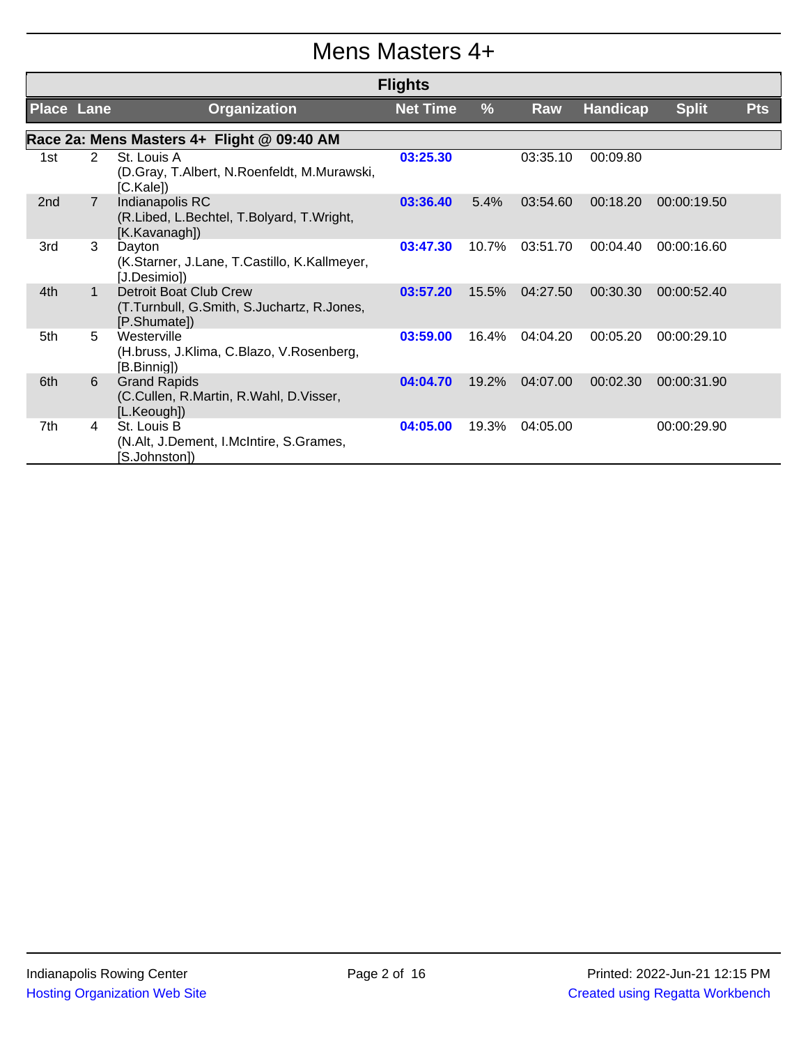# Mens Masters 4+

## Flights

| Place | Lane | Organization | Net Time | % | Raw | Handicap | Split | Pts |
|---|---|---|---|---|---|---|---|---|
| **Race 2a: Mens Masters 4+ Flight @ 09:40 AM** | | | | | | | | |
| 1st | 2 | St. Louis A (D.Gray, T.Albert, N.Roenfeldt, M.Murawski, [C.Kale]) | 03:25.30 | | 03:35.10 | 00:09.80 | | |
| 2nd | 7 | Indianapolis RC (R.Libed, L.Bechtel, T.Bolyard, T.Wright, [K.Kavanagh]) | 03:36.40 | 5.4% | 03:54.60 | 00:18.20 | 00:00:19.50 | |
| 3rd | 3 | Dayton (K.Starner, J.Lane, T.Castillo, K.Kallmeyer, [J.Desimio]) | 03:47.30 | 10.7% | 03:51.70 | 00:04.40 | 00:00:16.60 | |
| 4th | 1 | Detroit Boat Club Crew (T.Turnbull, G.Smith, S.Juchartz, R.Jones, [P.Shumate]) | 03:57.20 | 15.5% | 04:27.50 | 00:30.30 | 00:00:52.40 | |
| 5th | 5 | Westerville (H.bruss, J.Klima, C.Blazo, V.Rosenberg, [B.Binnig]) | 03:59.00 | 16.4% | 04:04.20 | 00:05.20 | 00:00:29.10 | |
| 6th | 6 | Grand Rapids (C.Cullen, R.Martin, R.Wahl, D.Visser, [L.Keough]) | 04:04.70 | 19.2% | 04:07.00 | 00:02.30 | 00:00:31.90 | |
| 7th | 4 | St. Louis B (N.Alt, J.Dement, I.McIntire, S.Grames, [S.Johnston]) | 04:05.00 | 19.3% | 04:05.00 | | 00:00:29.90 | |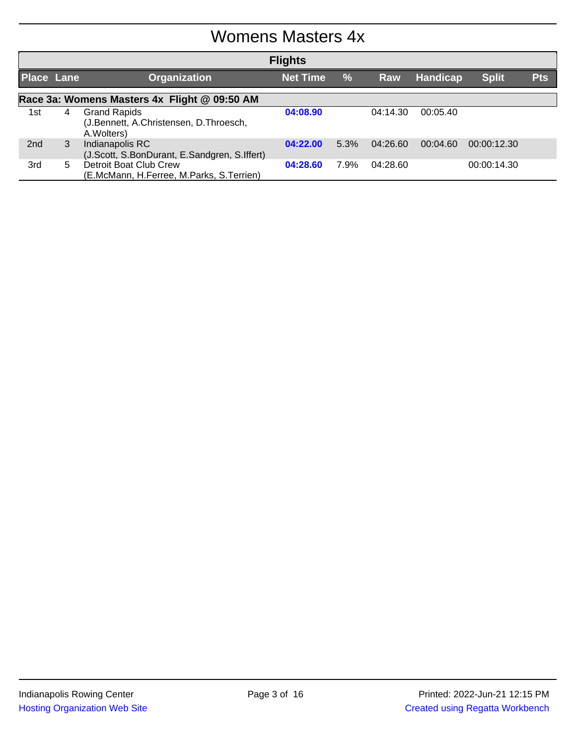# Womens Masters 4x

## Flights

| Place | Lane | Organization | Net Time | % | Raw | Handicap | Split | Pts |
|---|---|---|---|---|---|---|---|---|
| **Race 3a: Womens Masters 4x Flight @ 09:50 AM** | | | | | | | | |
| 1st | 4 | Grand Rapids (J.Bennett, A.Christensen, D.Throesch, A.Wolters) | **04:08.90** | | 04:14.30 | 00:05.40 | | |
| 2nd | 3 | Indianapolis RC (J.Scott, S.BonDurant, E.Sandgren, S.Iffert) | **04:22.00** | 5.3% | 04:26.60 | 00:04.60 | 00:00:12.30 | |
| 3rd | 5 | Detroit Boat Club Crew (E.McMann, H.Ferree, M.Parks, S.Terrien) | **04:28.60** | 7.9% | 04:28.60 | | 00:00:14.30 | |

Indianapolis Rowing Center

Hosting Organization Web Site

Printed: 2022-Jun-21 12:15 PM

Created using Regatta Workbench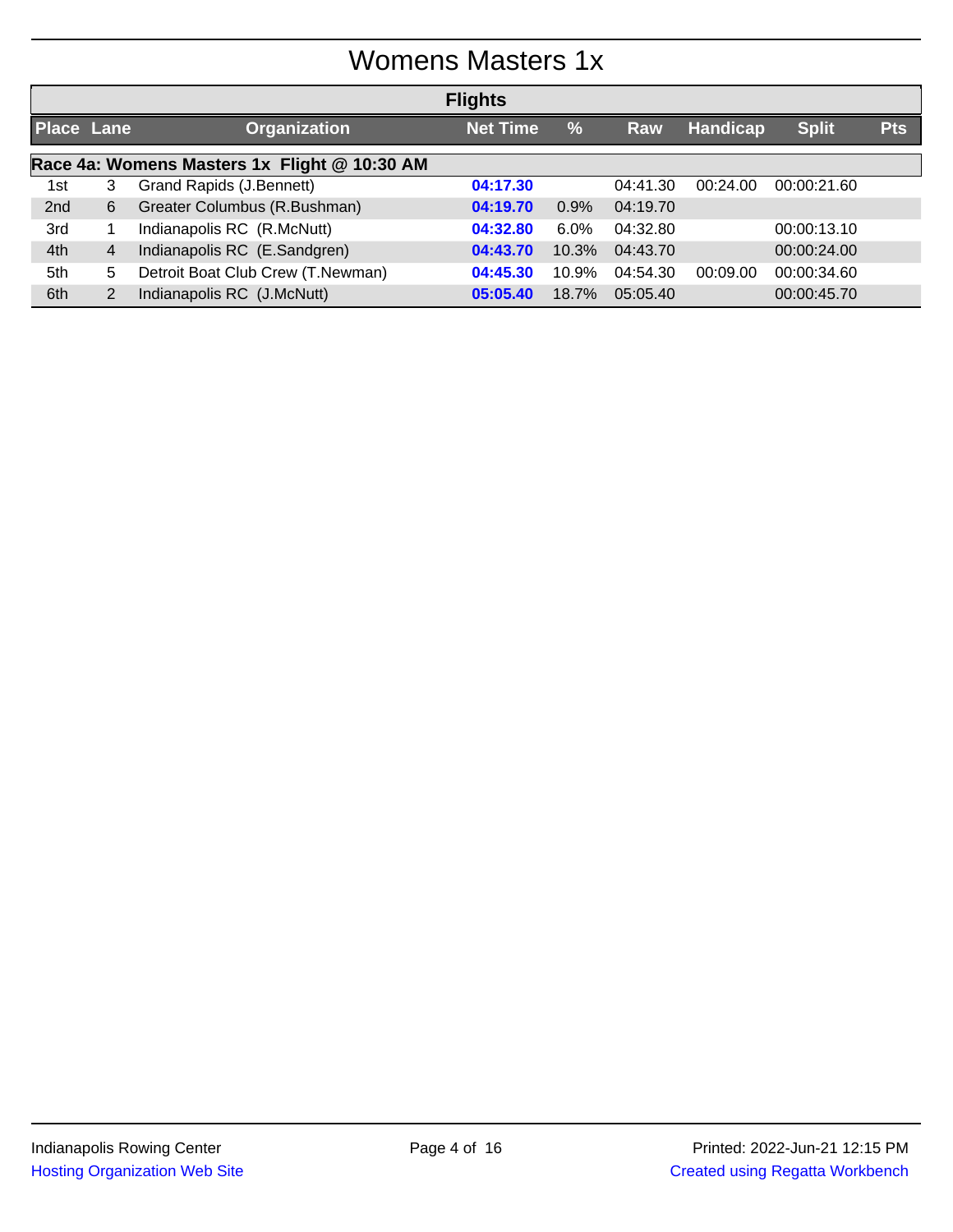# Womens Masters 1x

## Flights

| Place | Lane | Organization | Net Time | % | Raw | Handicap | Split | Pts |
|---|---|---|---|---|---|---|---|---|
| **Race 4a: Womens Masters 1x Flight @ 10:30 AM** | | | | | | | | |
| 1st | 3 | Grand Rapids (J.Bennett) | **04:17.30** | | 04:41.30 | 00:24.00 | 00:00:21.60 | |
| 2nd | 6 | Greater Columbus (R.Bushman) | **04:19.70** | 0.9% | 04:19.70 | | | |
| 3rd | 1 | Indianapolis RC (R.McNutt) | **04:32.80** | 6.0% | 04:32.80 | | 00:00:13.10 | |
| 4th | 4 | Indianapolis RC (E.Sandgren) | **04:43.70** | 10.3% | 04:43.70 | | 00:00:24.00 | |
| 5th | 5 | Detroit Boat Club Crew (T.Newman) | **04:45.30** | 10.9% | 04:54.30 | 00:09.00 | 00:00:34.60 | |
| 6th | 2 | Indianapolis RC (J.McNutt) | **05:05.40** | 18.7% | 05:05.40 | | 00:00:45.70 | |

Indianapolis Rowing Center
Hosting Organization Web Site

Printed: 2022-Jun-21 12:15 PM
Created using Regatta Workbench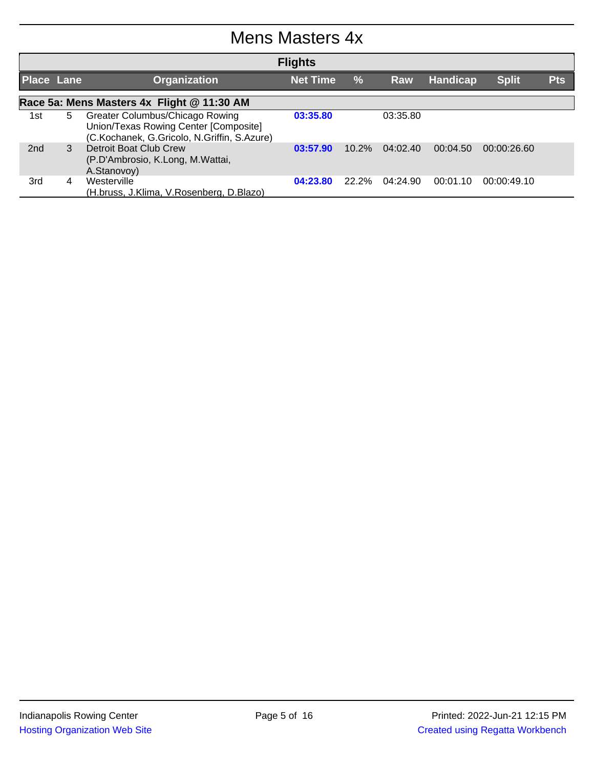# Mens Masters 4x

| Flights | | | | | | | | |
|---|---|---|---|---|---|---|---|---|
| **Place** | **Lane** | **Organization** | **Net Time** | **%** | **Raw** | **Handicap** | **Split** | **Pts** |
| **Race 5a: Mens Masters 4x Flight @ 11:30 AM** | | | | | | | | |
| 1st | 5 | Greater Columbus/Chicago Rowing Union/Texas Rowing Center [Composite] (C.Kochanek, G.Gricolo, N.Griffin, S.Azure) | **03:35.80** | | 03:35.80 | | | |
| 2nd | 3 | Detroit Boat Club Crew (P.D'Ambrosio, K.Long, M.Wattai, A.Stanovoy) | **03:57.90** | 10.2% | 04:02.40 | 00:04.50 | 00:00:26.60 | |
| 3rd | 4 | Westerville (H.bruss, J.Klima, V.Rosenberg, D.Blazo) | **04:23.80** | 22.2% | 04:24.90 | 00:01.10 | 00:00:49.10 | |

Indianapolis Rowing Center
Hosting Organization Web Site

Printed: 2022-Jun-21 12:15 PM
Created using Regatta Workbench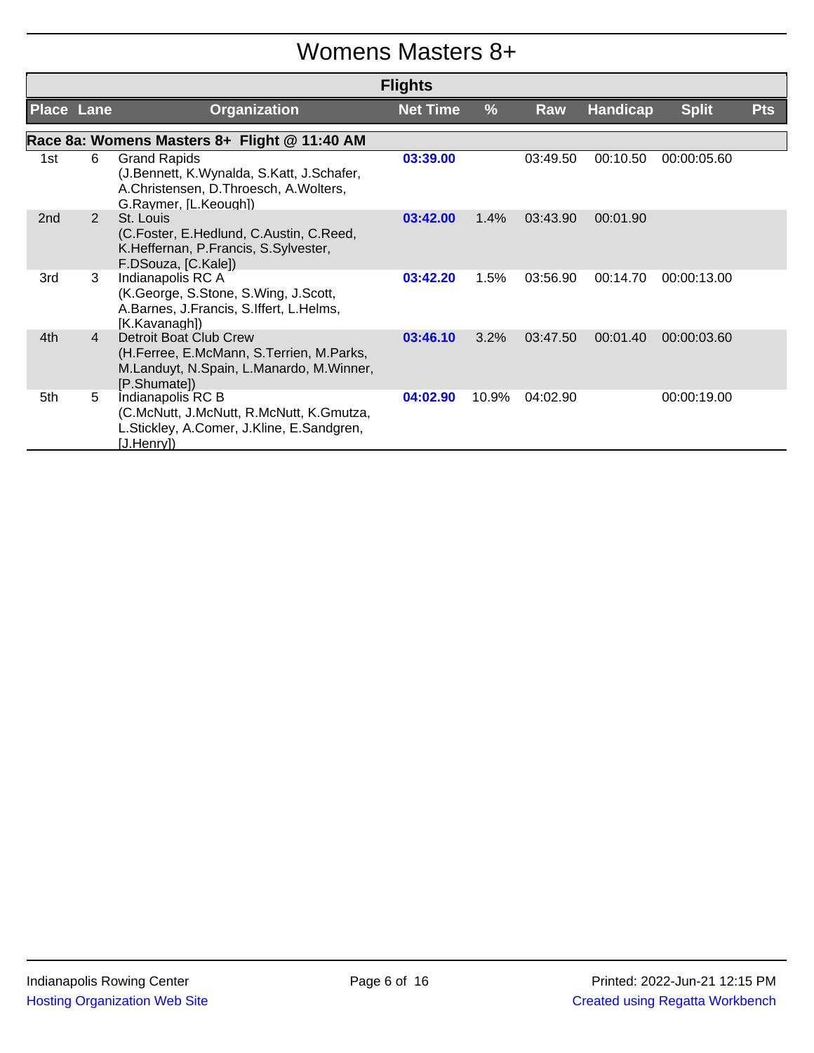# Womens Masters 8+

## Flights

| Place | Lane | Organization | Net Time | % | Raw | Handicap | Split | Pts |
|---|---|---|---|---|---|---|---|---|
| **Race 8a: Womens Masters 8+ Flight @ 11:40 AM** | | | | | | | | |
| 1st | 6 | Grand Rapids (J.Bennett, K.Wynalda, S.Katt, J.Schafer, A.Christensen, D.Throesch, A.Wolters, G.Raymer, [L.Keough]) | 03:39.00 | | 03:49.50 | 00:10.50 | 00:00:05.60 | |
| 2nd | 2 | St. Louis (C.Foster, E.Hedlund, C.Austin, C.Reed, K.Heffernan, P.Francis, S.Sylvester, F.DSouza, [C.Kale]) | 03:42.00 | 1.4% | 03:43.90 | 00:01.90 | | |
| 3rd | 3 | Indianapolis RC A (K.George, S.Stone, S.Wing, J.Scott, A.Barnes, J.Francis, S.Iffert, L.Helms, [K.Kavanagh]) | 03:42.20 | 1.5% | 03:56.90 | 00:14.70 | 00:00:13.00 | |
| 4th | 4 | Detroit Boat Club Crew (H.Ferree, E.McMann, S.Terrien, M.Parks, M.Landuyt, N.Spain, L.Manardo, M.Winner, [P.Shumate]) | 03:46.10 | 3.2% | 03:47.50 | 00:01.40 | 00:00:03.60 | |
| 5th | 5 | Indianapolis RC B (C.McNutt, J.McNutt, R.McNutt, K.Gmutza, L.Stickley, A.Comer, J.Kline, E.Sandgren, [J.Henry]) | 04:02.90 | 10.9% | 04:02.90 | | 00:00:19.00 | |

Indianapolis Rowing Center
Hosting Organization Web Site

Printed: 2022-Jun-21 12:15 PM
Created using Regatta Workbench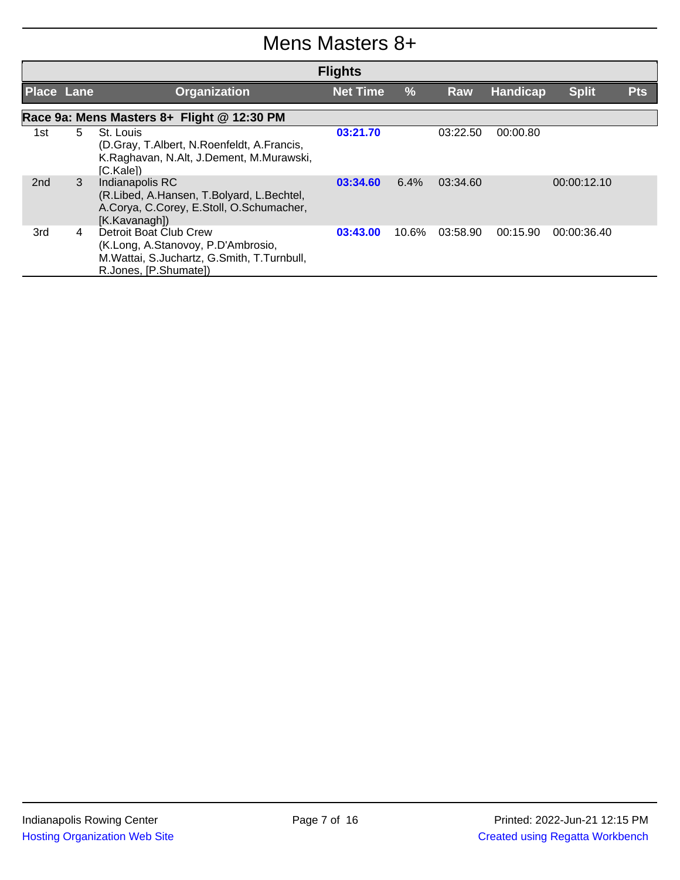# Mens Masters 8+

## Flights

| Place | Lane | Organization | Net Time | % | Raw | Handicap | Split | Pts |
|---|---|---|---|---|---|---|---|---|
| **Race 9a: Mens Masters 8+ Flight @ 12:30 PM** | | | | | | | | |
| 1st | 5 | St. Louis (D.Gray, T.Albert, N.Roenfeldt, A.Francis, K.Raghavan, N.Alt, J.Dement, M.Murawski, [C.Kale]) | 03:21.70 | | 03:22.50 | 00:00.80 | | |
| 2nd | 3 | Indianapolis RC (R.Libed, A.Hansen, T.Bolyard, L.Bechtel, A.Corya, C.Corey, E.Stoll, O.Schumacher, [K.Kavanagh]) | 03:34.60 | 6.4% | 03:34.60 | | 00:00:12.10 | |
| 3rd | 4 | Detroit Boat Club Crew (K.Long, A.Stanovoy, P.D'Ambrosio, M.Wattai, S.Juchartz, G.Smith, T.Turnbull, R.Jones, [P.Shumate]) | 03:43.00 | 10.6% | 03:58.90 | 00:15.90 | 00:00:36.40 | |

Indianapolis Rowing Center

Hosting Organization Web Site

Printed: 2022-Jun-21 12:15 PM

Created using Regatta Workbench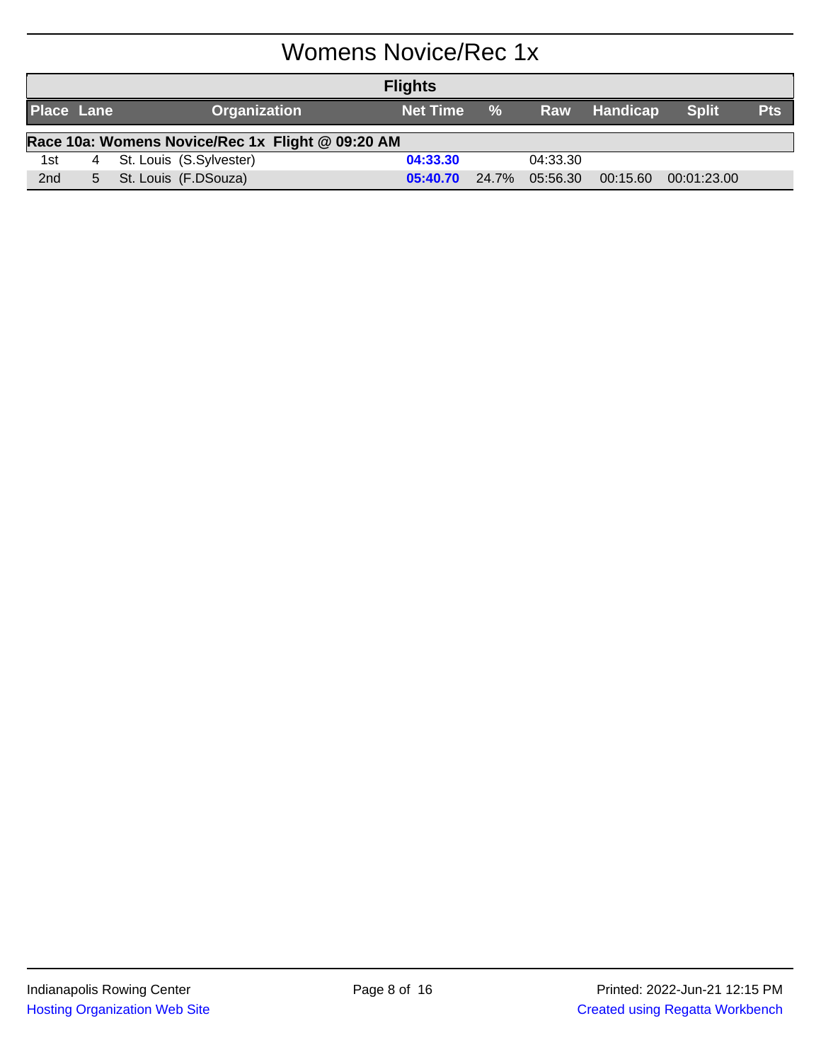# Womens Novice/Rec 1x

## Flights

| Place | Lane | Organization | Net Time | % | Raw | Handicap | Split | Pts |
|---|---|---|---|---|---|---|---|---|
| **Race 10a: Womens Novice/Rec 1x Flight @ 09:20 AM** | | | | | | | | |
| 1st | 4 | St. Louis (S.Sylvester) | **04:33.30** | | 04:33.30 | | | |
| 2nd | 5 | St. Louis (F.DSouza) | **05:40.70** | 24.7% | 05:56.30 | 00:15.60 | 00:01:23.00 | |

Indianapolis Rowing Center

Hosting Organization Web Site

Printed: 2022-Jun-21 12:15 PM

Created using Regatta Workbench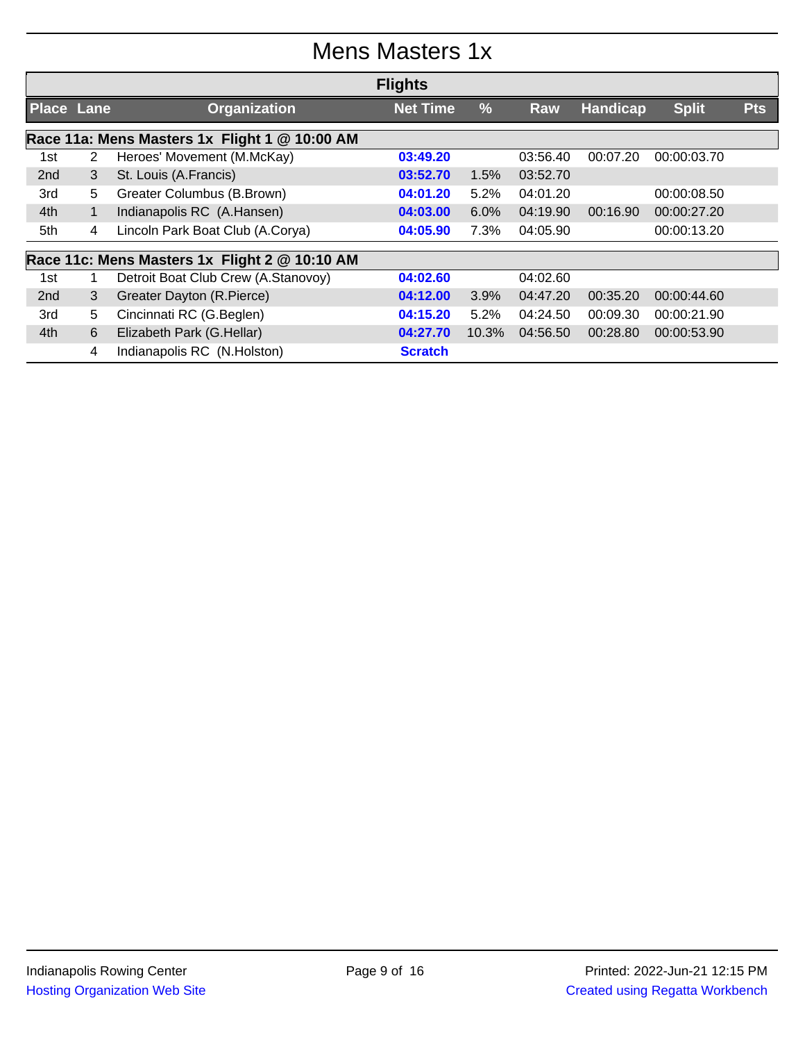# Mens Masters 1x

## Flights

| Place | Lane | Organization | Net Time | % | Raw | Handicap | Split | Pts |
|---|---|---|---|---|---|---|---|---|
| **Race 11a: Mens Masters 1x Flight 1 @ 10:00 AM** | | | | | | | | |
| 1st | 2 | Heroes' Movement (M.McKay) | 03:49.20 | | 03:56.40 | 00:07.20 | 00:00:03.70 | |
| 2nd | 3 | St. Louis (A.Francis) | 03:52.70 | 1.5% | 03:52.70 | | | |
| 3rd | 5 | Greater Columbus (B.Brown) | 04:01.20 | 5.2% | 04:01.20 | | 00:00:08.50 | |
| 4th | 1 | Indianapolis RC (A.Hansen) | 04:03.00 | 6.0% | 04:19.90 | 00:16.90 | 00:00:27.20 | |
| 5th | 4 | Lincoln Park Boat Club (A.Corya) | 04:05.90 | 7.3% | 04:05.90 | | 00:00:13.20 | |
| **Race 11c: Mens Masters 1x Flight 2 @ 10:10 AM** | | | | | | | | |
| 1st | 1 | Detroit Boat Club Crew (A.Stanovoy) | 04:02.60 | | 04:02.60 | | | |
| 2nd | 3 | Greater Dayton (R.Pierce) | 04:12.00 | 3.9% | 04:47.20 | 00:35.20 | 00:00:44.60 | |
| 3rd | 5 | Cincinnati RC (G.Beglen) | 04:15.20 | 5.2% | 04:24.50 | 00:09.30 | 00:00:21.90 | |
| 4th | 6 | Elizabeth Park (G.Hellar) | 04:27.70 | 10.3% | 04:56.50 | 00:28.80 | 00:00:53.90 | |
| | 4 | Indianapolis RC (N.Holston) | Scratch | | | | | |

Indianapolis Rowing Center
Hosting Organization Web Site

Printed: 2022-Jun-21 12:15 PM
Created using Regatta Workbench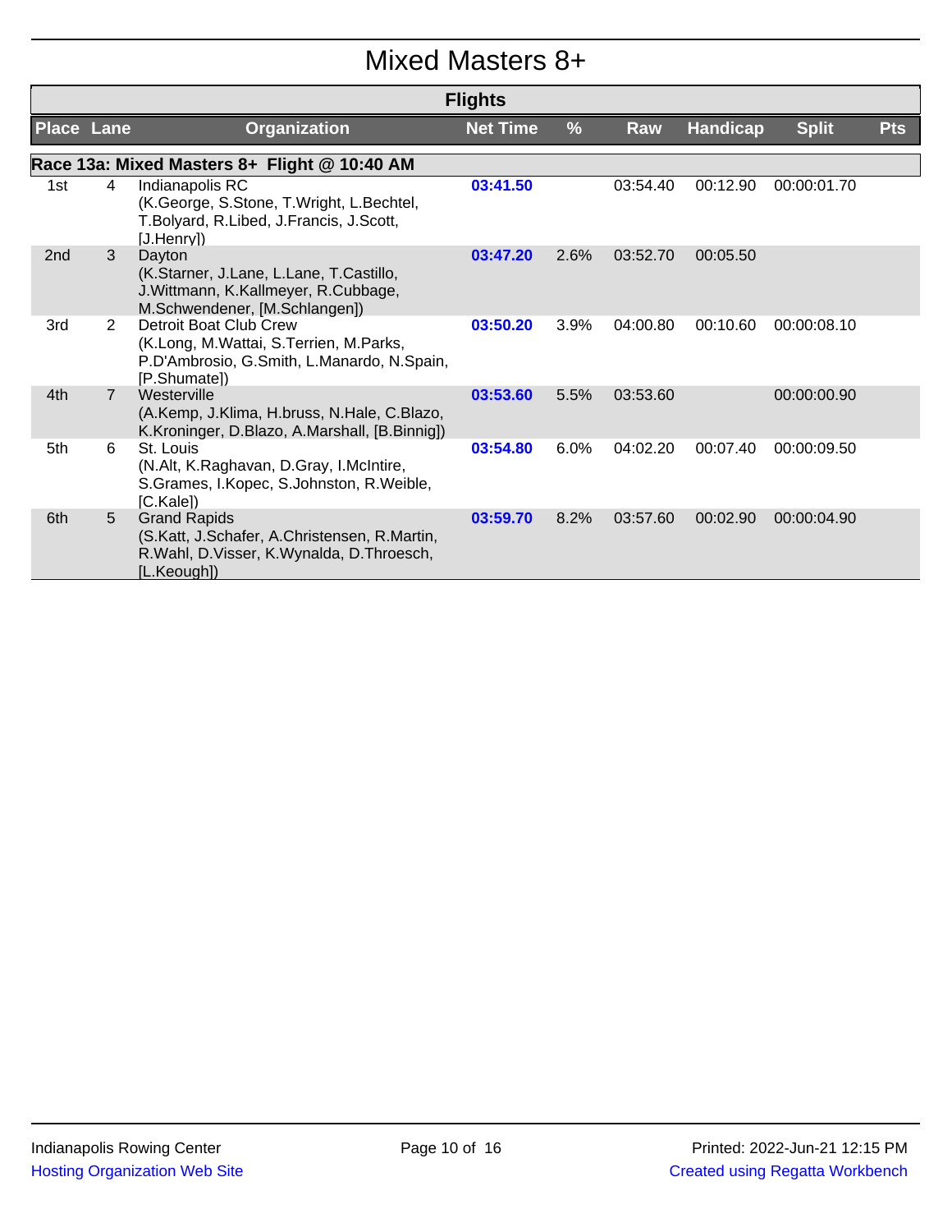# Mixed Masters 8+

## Flights

| Place | Lane | Organization | Net Time | % | Raw | Handicap | Split | Pts |
|---|---|---|---|---|---|---|---|---|
| **Race 13a: Mixed Masters 8+ Flight @ 10:40 AM** | | | | | | | | |
| 1st | 4 | Indianapolis RC (K.George, S.Stone, T.Wright, L.Bechtel, T.Bolyard, R.Libed, J.Francis, J.Scott, [J.Henry]) | 03:41.50 | | 03:54.40 | 00:12.90 | 00:00:01.70 | |
| 2nd | 3 | Dayton (K.Starner, J.Lane, L.Lane, T.Castillo, J.Wittmann, K.Kallmeyer, R.Cubbage, M.Schwendener, [M.Schlangen]) | 03:47.20 | 2.6% | 03:52.70 | 00:05.50 | | |
| 3rd | 2 | Detroit Boat Club Crew (K.Long, M.Wattai, S.Terrien, M.Parks, P.D'Ambrosio, G.Smith, L.Manardo, N.Spain, [P.Shumate]) | 03:50.20 | 3.9% | 04:00.80 | 00:10.60 | 00:00:08.10 | |
| 4th | 7 | Westerville (A.Kemp, J.Klima, H.bruss, N.Hale, C.Blazo, K.Kroninger, D.Blazo, A.Marshall, [B.Binnig]) | 03:53.60 | 5.5% | 03:53.60 | | 00:00:00.90 | |
| 5th | 6 | St. Louis (N.Alt, K.Raghavan, D.Gray, I.McIntire, S.Grames, I.Kopec, S.Johnston, R.Weible, [C.Kale]) | 03:54.80 | 6.0% | 04:02.20 | 00:07.40 | 00:00:09.50 | |
| 6th | 5 | Grand Rapids (S.Katt, J.Schafer, A.Christensen, R.Martin, R.Wahl, D.Visser, K.Wynalda, D.Throesch, [L.Keough]) | 03:59.70 | 8.2% | 03:57.60 | 00:02.90 | 00:00:04.90 | |

Indianapolis Rowing Center
Hosting Organization Web Site

Printed: 2022-Jun-21 12:15 PM
Created using Regatta Workbench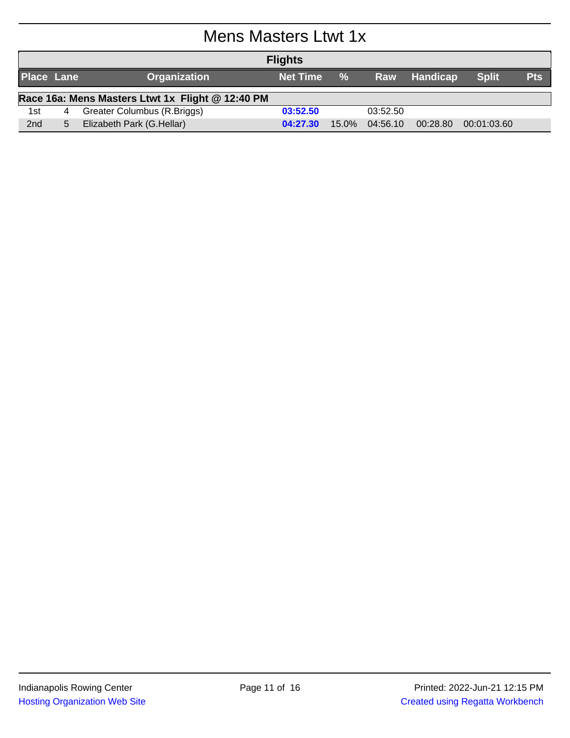# Mens Masters Ltwt 1x

## Flights

| Place | Lane | Organization | Net Time | % | Raw | Handicap | Split | Pts |
|---|---|---|---|---|---|---|---|---|
| **Race 16a: Mens Masters Ltwt 1x Flight @ 12:40 PM** | | | | | | | | |
| 1st | 4 | Greater Columbus (R.Briggs) | **03:52.50** | | 03:52.50 | | | |
| 2nd | 5 | Elizabeth Park (G.Hellar) | **04:27.30** | 15.0% | 04:56.10 | 00:28.80 | 00:01:03.60 | |

Indianapolis Rowing Center

Hosting Organization Web Site

Printed: 2022-Jun-21 12:15 PM

Created using Regatta Workbench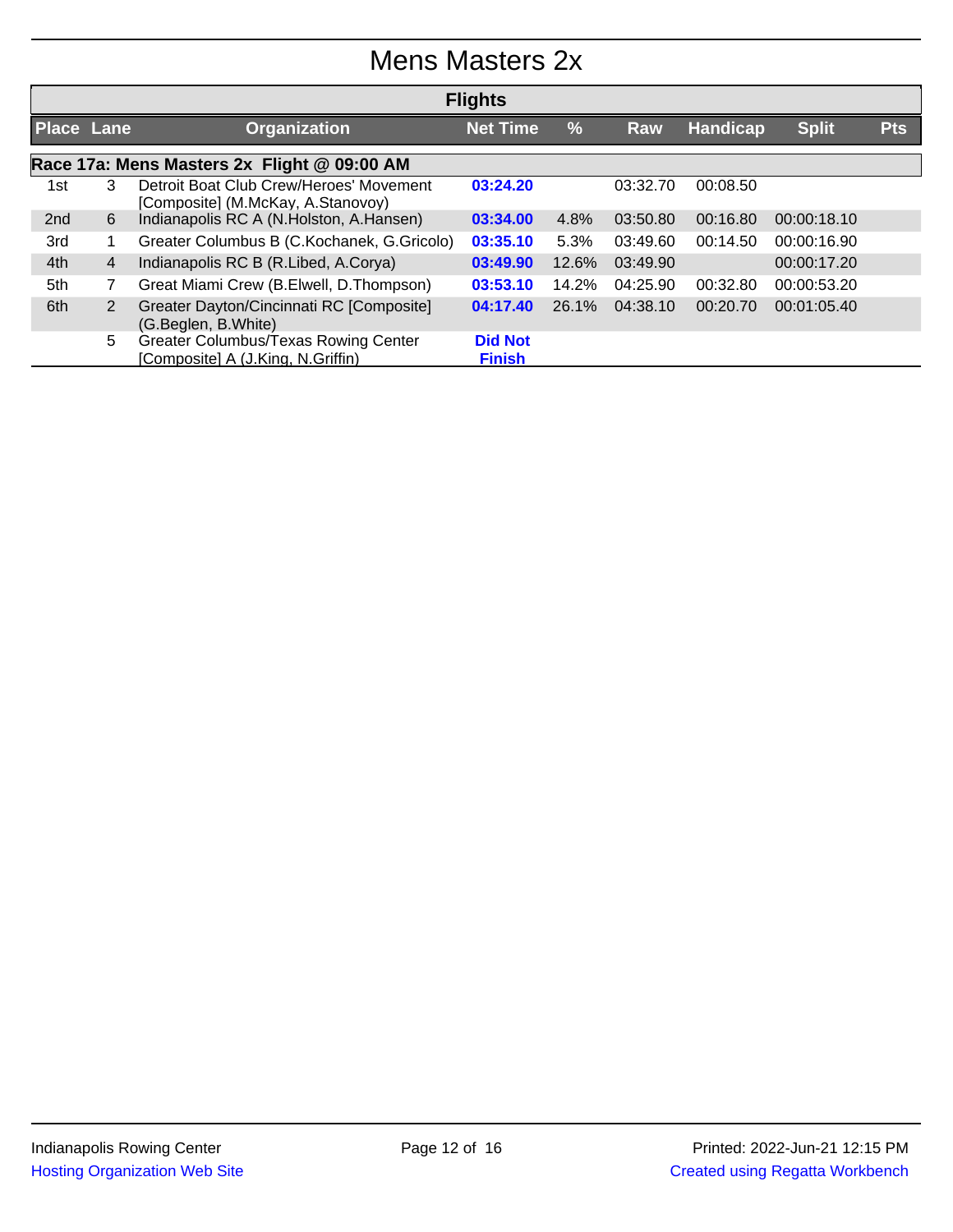# Mens Masters 2x

## Flights

| Place | Lane | Organization | Net Time | % | Raw | Handicap | Split | Pts |
|---|---|---|---|---|---|---|---|---|
| **Race 17a: Mens Masters 2x Flight @ 09:00 AM** | | | | | | | | |
| 1st | 3 | Detroit Boat Club Crew/Heroes' Movement [Composite] (M.McKay, A.Stanovoy) | **03:24.20** | | 03:32.70 | 00:08.50 | | |
| 2nd | 6 | Indianapolis RC A (N.Holston, A.Hansen) | **03:34.00** | 4.8% | 03:50.80 | 00:16.80 | 00:00:18.10 | |
| 3rd | 1 | Greater Columbus B (C.Kochanek, G.Gricolo) | **03:35.10** | 5.3% | 03:49.60 | 00:14.50 | 00:00:16.90 | |
| 4th | 4 | Indianapolis RC B (R.Libed, A.Corya) | **03:49.90** | 12.6% | 03:49.90 | | 00:00:17.20 | |
| 5th | 7 | Great Miami Crew (B.Elwell, D.Thompson) | **03:53.10** | 14.2% | 04:25.90 | 00:32.80 | 00:00:53.20 | |
| 6th | 2 | Greater Dayton/Cincinnati RC [Composite] (G.Beglen, B.White) | **04:17.40** | 26.1% | 04:38.10 | 00:20.70 | 00:01:05.40 | |
| | 5 | Greater Columbus/Texas Rowing Center [Composite] A (J.King, N.Griffin) | **Did Not Finish** | | | | | |

Indianapolis Rowing Center

Hosting Organization Web Site

Printed: 2022-Jun-21 12:15 PM

Created using Regatta Workbench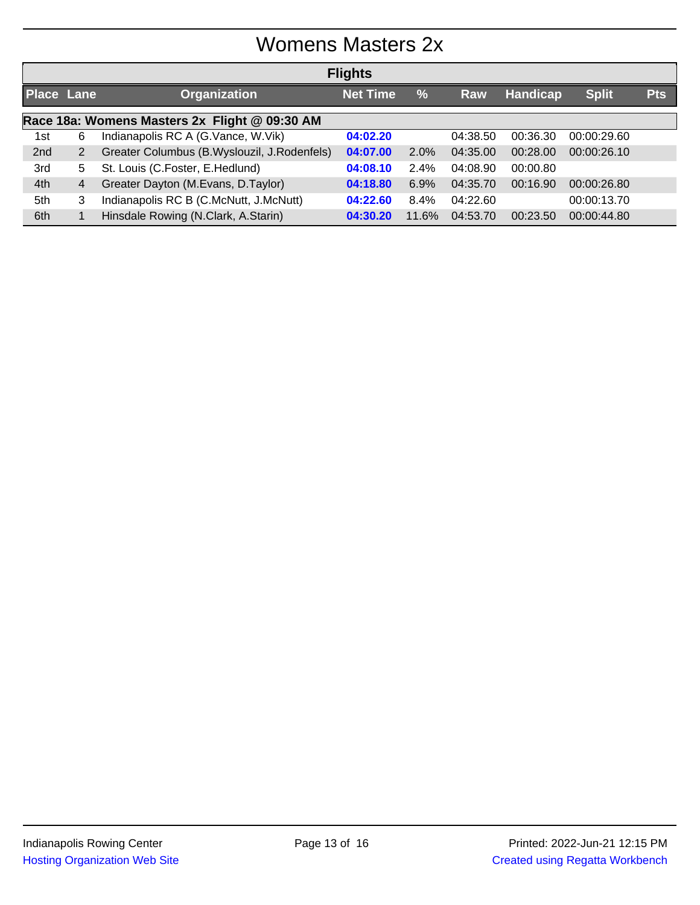# Womens Masters 2x

## Flights

| Place | Lane | Organization | Net Time | % | Raw | Handicap | Split | Pts |
|---|---|---|---|---|---|---|---|---|
| **Race 18a: Womens Masters 2x Flight @ 09:30 AM** | | | | | | | | |
| 1st | 6 | Indianapolis RC A (G.Vance, W.Vik) | **04:02.20** | | 04:38.50 | 00:36.30 | 00:00:29.60 | |
| 2nd | 2 | Greater Columbus (B.Wyslouzil, J.Rodenfels) | **04:07.00** | 2.0% | 04:35.00 | 00:28.00 | 00:00:26.10 | |
| 3rd | 5 | St. Louis (C.Foster, E.Hedlund) | **04:08.10** | 2.4% | 04:08.90 | 00:00.80 | | |
| 4th | 4 | Greater Dayton (M.Evans, D.Taylor) | **04:18.80** | 6.9% | 04:35.70 | 00:16.90 | 00:00:26.80 | |
| 5th | 3 | Indianapolis RC B (C.McNutt, J.McNutt) | **04:22.60** | 8.4% | 04:22.60 | | 00:00:13.70 | |
| 6th | 1 | Hinsdale Rowing (N.Clark, A.Starin) | **04:30.20** | 11.6% | 04:53.70 | 00:23.50 | 00:00:44.80 | |

Indianapolis Rowing Center
Hosting Organization Web Site

Printed: 2022-Jun-21 12:15 PM
Created using Regatta Workbench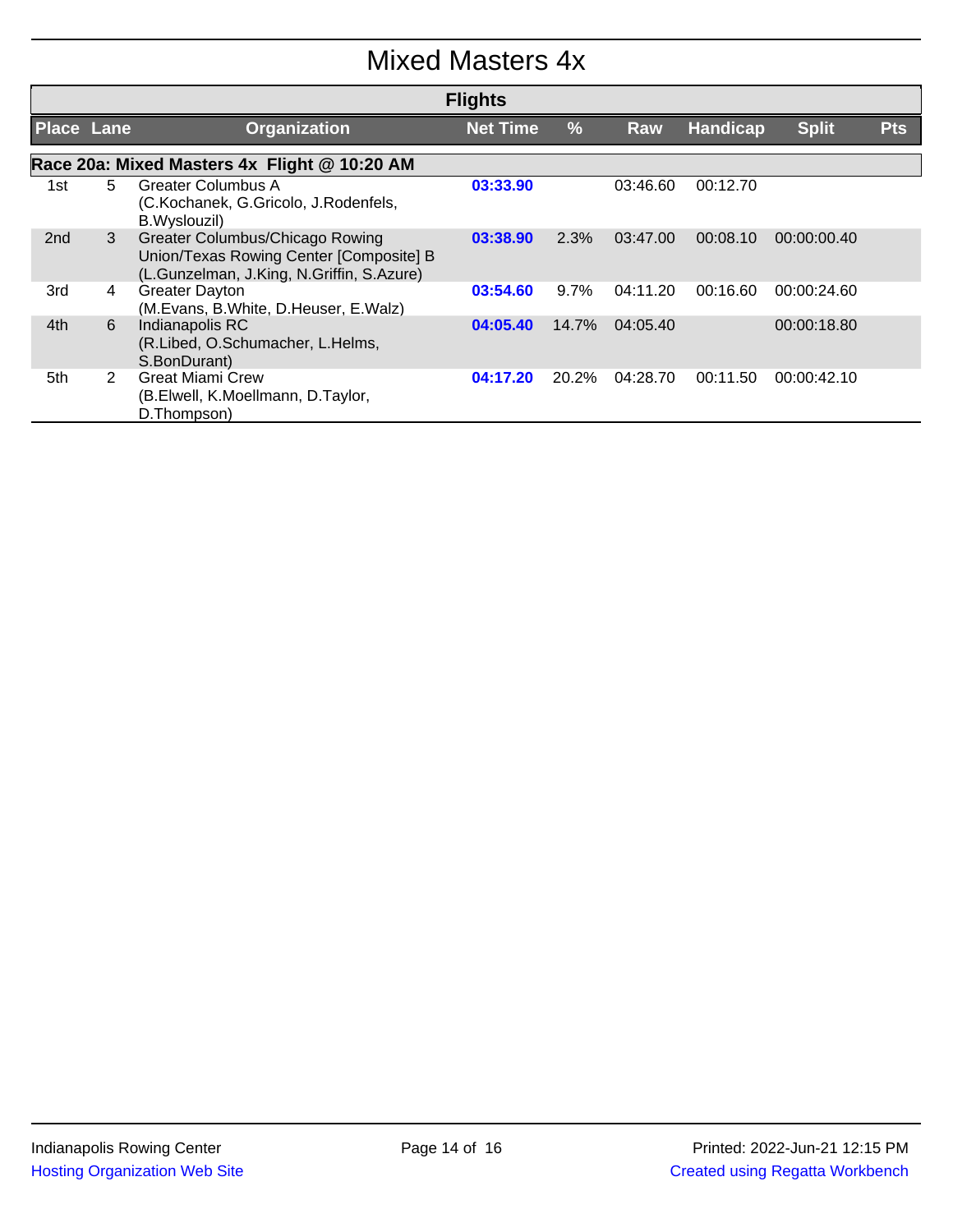# Mixed Masters 4x

## Flights

| Place | Lane | Organization | Net Time | % | Raw | Handicap | Split | Pts |
|---|---|---|---|---|---|---|---|---|
| **Race 20a: Mixed Masters 4x Flight @ 10:20 AM** | | | | | | | | |
| 1st | 5 | Greater Columbus A (C.Kochanek, G.Gricolo, J.Rodenfels, B.Wyslouzil) | **03:33.90** | | 03:46.60 | 00:12.70 | | |
| 2nd | 3 | Greater Columbus/Chicago Rowing Union/Texas Rowing Center [Composite] B (L.Gunzelman, J.King, N.Griffin, S.Azure) | **03:38.90** | 2.3% | 03:47.00 | 00:08.10 | 00:00:00.40 | |
| 3rd | 4 | Greater Dayton (M.Evans, B.White, D.Heuser, E.Walz) | **03:54.60** | 9.7% | 04:11.20 | 00:16.60 | 00:00:24.60 | |
| 4th | 6 | Indianapolis RC (R.Libed, O.Schumacher, L.Helms, S.BonDurant) | **04:05.40** | 14.7% | 04:05.40 | | 00:00:18.80 | |
| 5th | 2 | Great Miami Crew (B.Elwell, K.Moellmann, D.Taylor, D.Thompson) | **04:17.20** | 20.2% | 04:28.70 | 00:11.50 | 00:00:42.10 | |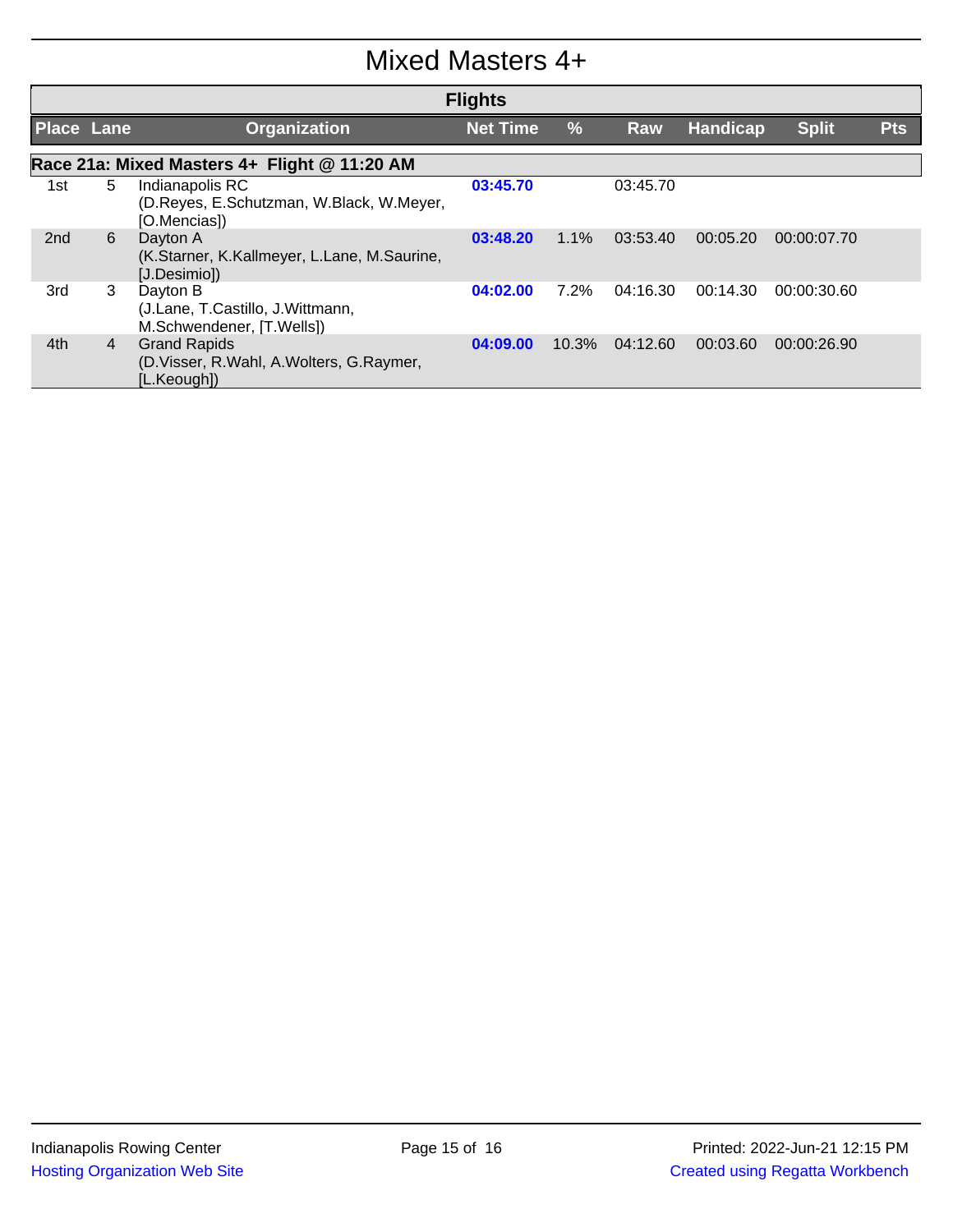# Mixed Masters 4+

## Flights

| Place | Lane | Organization | Net Time | % | Raw | Handicap | Split | Pts |
|---|---|---|---|---|---|---|---|---|
| **Race 21a: Mixed Masters 4+ Flight @ 11:20 AM** | | | | | | | | |
| 1st | 5 | Indianapolis RC (D.Reyes, E.Schutzman, W.Black, W.Meyer, [O.Mencias]) | **03:45.70** | | 03:45.70 | | | |
| 2nd | 6 | Dayton A (K.Starner, K.Kallmeyer, L.Lane, M.Saurine, [J.Desimio]) | **03:48.20** | 1.1% | 03:53.40 | 00:05.20 | 00:00:07.70 | |
| 3rd | 3 | Dayton B (J.Lane, T.Castillo, J.Wittmann, M.Schwendener, [T.Wells]) | **04:02.00** | 7.2% | 04:16.30 | 00:14.30 | 00:00:30.60 | |
| 4th | 4 | Grand Rapids (D.Visser, R.Wahl, A.Wolters, G.Raymer, [L.Keough]) | **04:09.00** | 10.3% | 04:12.60 | 00:03.60 | 00:00:26.90 | |

Indianapolis Rowing Center

Hosting Organization Web Site

Printed: 2022-Jun-21 12:15 PM

Created using Regatta Workbench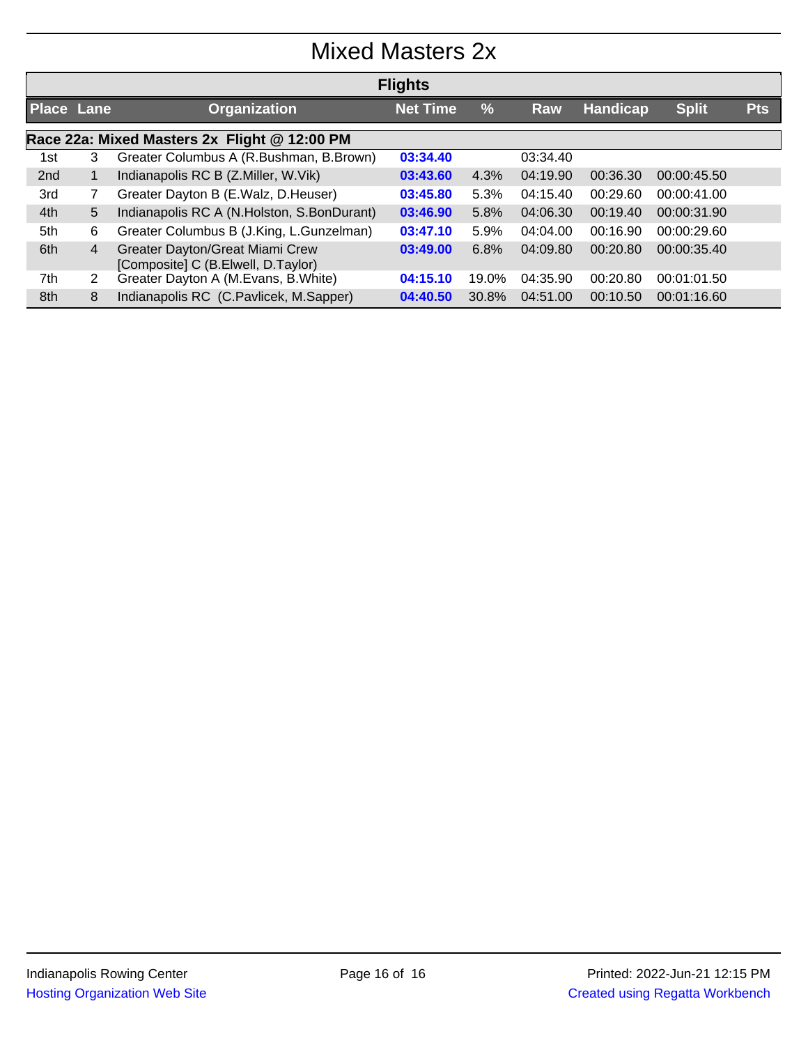# Mixed Masters 2x

| Flights | | | | | | | | |
|---|---|---|---|---|---|---|---|---|
| **Place** | **Lane** | **Organization** | **Net Time** | **%** | **Raw** | **Handicap** | **Split** | **Pts** |
| **Race 22a: Mixed Masters 2x Flight @ 12:00 PM** | | | | | | | | |
| 1st | 3 | Greater Columbus A (R.Bushman, B.Brown) | **03:34.40** | | 03:34.40 | | | |
| 2nd | 1 | Indianapolis RC B (Z.Miller, W.Vik) | **03:43.60** | 4.3% | 04:19.90 | 00:36.30 | 00:00:45.50 | |
| 3rd | 7 | Greater Dayton B (E.Walz, D.Heuser) | **03:45.80** | 5.3% | 04:15.40 | 00:29.60 | 00:00:41.00 | |
| 4th | 5 | Indianapolis RC A (N.Holston, S.BonDurant) | **03:46.90** | 5.8% | 04:06.30 | 00:19.40 | 00:00:31.90 | |
| 5th | 6 | Greater Columbus B (J.King, L.Gunzelman) | **03:47.10** | 5.9% | 04:04.00 | 00:16.90 | 00:00:29.60 | |
| 6th | 4 | Greater Dayton/Great Miami Crew [Composite] C (B.Elwell, D.Taylor) | **03:49.00** | 6.8% | 04:09.80 | 00:20.80 | 00:00:35.40 | |
| 7th | 2 | Greater Dayton A (M.Evans, B.White) | **04:15.10** | 19.0% | 04:35.90 | 00:20.80 | 00:01:01.50 | |
| 8th | 8 | Indianapolis RC (C.Pavlicek, M.Sapper) | **04:40.50** | 30.8% | 04:51.00 | 00:10.50 | 00:01:16.60 | |

Indianapolis Rowing Center

Hosting Organization Web Site

Printed: 2022-Jun-21 12:15 PM

Created using Regatta Workbench